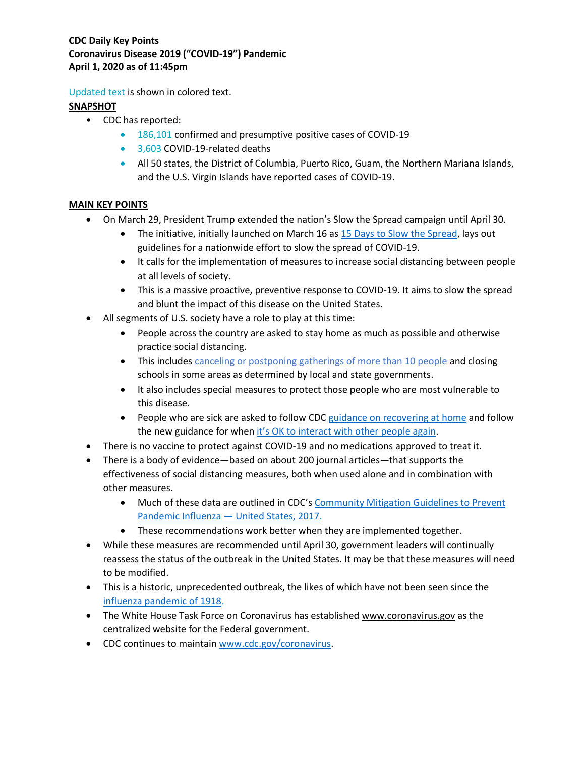**CDC Daily Key Points**
**Coronavirus Disease 2019 ("COVID-19") Pandemic**
**April 1, 2020 as of 11:45pm**

Updated text is shown in colored text.

**SNAPSHOT**

- CDC has reported:
  - 186,101 confirmed and presumptive positive cases of COVID-19
  - 3,603 COVID-19-related deaths
  - All 50 states, the District of Columbia, Puerto Rico, Guam, the Northern Mariana Islands, and the U.S. Virgin Islands have reported cases of COVID-19.

**MAIN KEY POINTS**

- On March 29, President Trump extended the nation's Slow the Spread campaign until April 30.
  - The initiative, initially launched on March 16 as 15 Days to Slow the Spread, lays out guidelines for a nationwide effort to slow the spread of COVID-19.
  - It calls for the implementation of measures to increase social distancing between people at all levels of society.
  - This is a massive proactive, preventive response to COVID-19. It aims to slow the spread and blunt the impact of this disease on the United States.
- All segments of U.S. society have a role to play at this time:
  - People across the country are asked to stay home as much as possible and otherwise practice social distancing.
  - This includes canceling or postponing gatherings of more than 10 people and closing schools in some areas as determined by local and state governments.
  - It also includes special measures to protect those people who are most vulnerable to this disease.
  - People who are sick are asked to follow CDC guidance on recovering at home and follow the new guidance for when it's OK to interact with other people again.
- There is no vaccine to protect against COVID-19 and no medications approved to treat it.
- There is a body of evidence—based on about 200 journal articles—that supports the effectiveness of social distancing measures, both when used alone and in combination with other measures.
  - Much of these data are outlined in CDC's Community Mitigation Guidelines to Prevent Pandemic Influenza — United States, 2017.
  - These recommendations work better when they are implemented together.
- While these measures are recommended until April 30, government leaders will continually reassess the status of the outbreak in the United States. It may be that these measures will need to be modified.
- This is a historic, unprecedented outbreak, the likes of which have not been seen since the influenza pandemic of 1918.
- The White House Task Force on Coronavirus has established www.coronavirus.gov as the centralized website for the Federal government.
- CDC continues to maintain www.cdc.gov/coronavirus.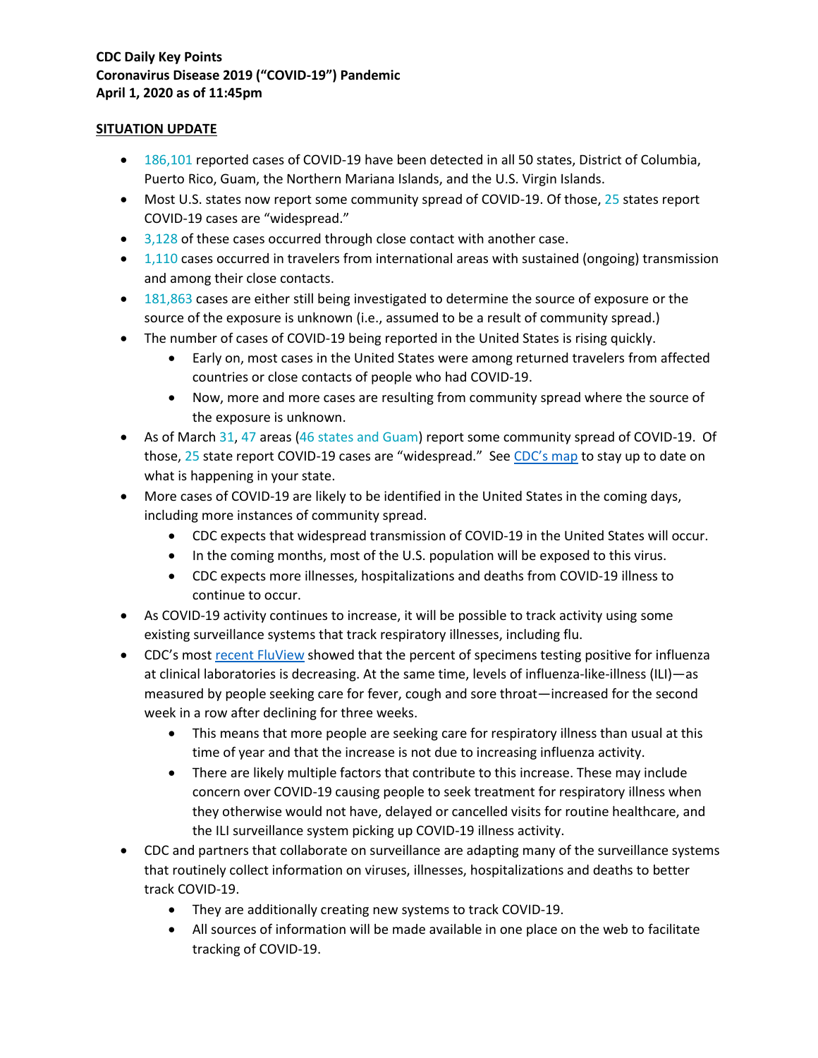**CDC Daily Key Points**
**Coronavirus Disease 2019 ("COVID-19") Pandemic**
**April 1, 2020 as of 11:45pm**

**SITUATION UPDATE**

- 186,101 reported cases of COVID-19 have been detected in all 50 states, District of Columbia, Puerto Rico, Guam, the Northern Mariana Islands, and the U.S. Virgin Islands.
- Most U.S. states now report some community spread of COVID-19. Of those, 25 states report COVID-19 cases are "widespread."
- 3,128 of these cases occurred through close contact with another case.
- 1,110 cases occurred in travelers from international areas with sustained (ongoing) transmission and among their close contacts.
- 181,863 cases are either still being investigated to determine the source of exposure or the source of the exposure is unknown (i.e., assumed to be a result of community spread.)
- The number of cases of COVID-19 being reported in the United States is rising quickly.
  - Early on, most cases in the United States were among returned travelers from affected countries or close contacts of people who had COVID-19.
  - Now, more and more cases are resulting from community spread where the source of the exposure is unknown.
- As of March 31, 47 areas (46 states and Guam) report some community spread of COVID-19. Of those, 25 state report COVID-19 cases are "widespread." See CDC's map to stay up to date on what is happening in your state.
- More cases of COVID-19 are likely to be identified in the United States in the coming days, including more instances of community spread.
  - CDC expects that widespread transmission of COVID-19 in the United States will occur.
  - In the coming months, most of the U.S. population will be exposed to this virus.
  - CDC expects more illnesses, hospitalizations and deaths from COVID-19 illness to continue to occur.
- As COVID-19 activity continues to increase, it will be possible to track activity using some existing surveillance systems that track respiratory illnesses, including flu.
- CDC's most recent FluView showed that the percent of specimens testing positive for influenza at clinical laboratories is decreasing. At the same time, levels of influenza-like-illness (ILI)—as measured by people seeking care for fever, cough and sore throat—increased for the second week in a row after declining for three weeks.
  - This means that more people are seeking care for respiratory illness than usual at this time of year and that the increase is not due to increasing influenza activity.
  - There are likely multiple factors that contribute to this increase. These may include concern over COVID-19 causing people to seek treatment for respiratory illness when they otherwise would not have, delayed or cancelled visits for routine healthcare, and the ILI surveillance system picking up COVID-19 illness activity.
- CDC and partners that collaborate on surveillance are adapting many of the surveillance systems that routinely collect information on viruses, illnesses, hospitalizations and deaths to better track COVID-19.
  - They are additionally creating new systems to track COVID-19.
  - All sources of information will be made available in one place on the web to facilitate tracking of COVID-19.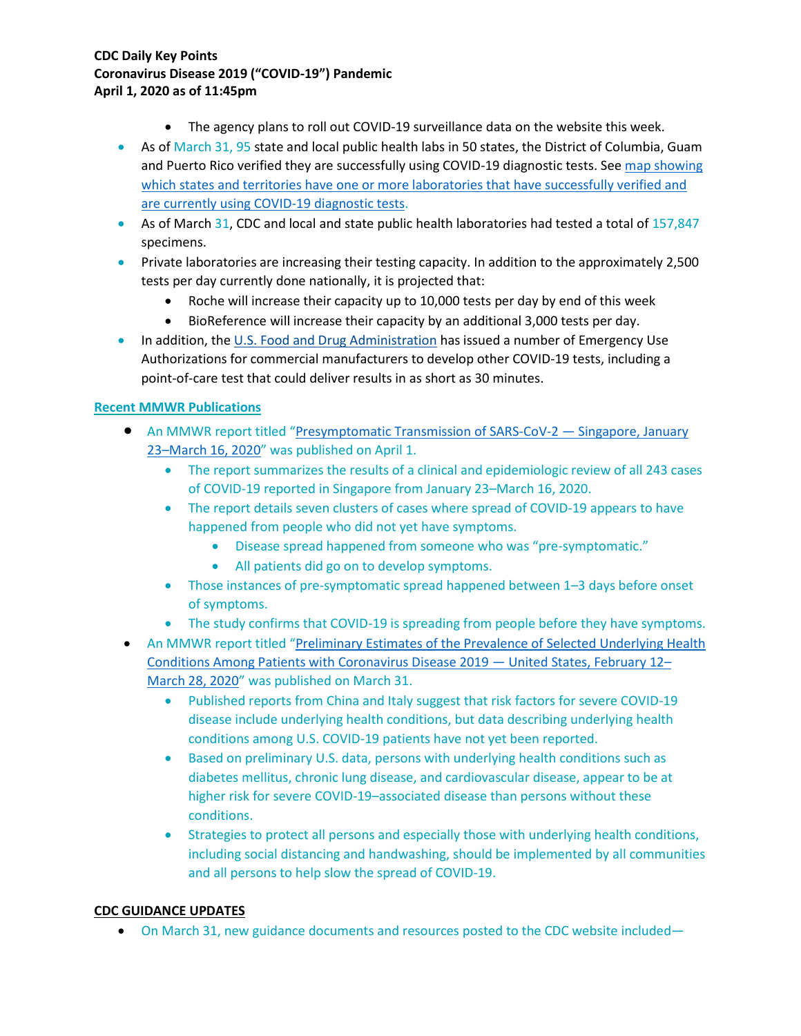**CDC Daily Key Points**
**Coronavirus Disease 2019 ("COVID-19") Pandemic**
**April 1, 2020 as of 11:45pm**

- The agency plans to roll out COVID-19 surveillance data on the website this week.

- As of March 31, 95 state and local public health labs in 50 states, the District of Columbia, Guam and Puerto Rico verified they are successfully using COVID-19 diagnostic tests. See [map showing which states and territories have one or more laboratories that have successfully verified and are currently using COVID-19 diagnostic tests](#).
- As of March 31, CDC and local and state public health laboratories had tested a total of 157,847 specimens.
- Private laboratories are increasing their testing capacity. In addition to the approximately 2,500 tests per day currently done nationally, it is projected that:
  - Roche will increase their capacity up to 10,000 tests per day by end of this week
  - BioReference will increase their capacity by an additional 3,000 tests per day.
- In addition, the [U.S. Food and Drug Administration](#) has issued a number of Emergency Use Authorizations for commercial manufacturers to develop other COVID-19 tests, including a point-of-care test that could deliver results in as short as 30 minutes.

**Recent MMWR Publications**

- An MMWR report titled "[Presymptomatic Transmission of SARS-CoV-2 — Singapore, January 23–March 16, 2020](#)" was published on April 1.
  - The report summarizes the results of a clinical and epidemiologic review of all 243 cases of COVID-19 reported in Singapore from January 23–March 16, 2020.
  - The report details seven clusters of cases where spread of COVID-19 appears to have happened from people who did not yet have symptoms.
    - Disease spread happened from someone who was "pre-symptomatic."
    - All patients did go on to develop symptoms.
  - Those instances of pre-symptomatic spread happened between 1–3 days before onset of symptoms.
  - The study confirms that COVID-19 is spreading from people before they have symptoms.
- An MMWR report titled "[Preliminary Estimates of the Prevalence of Selected Underlying Health Conditions Among Patients with Coronavirus Disease 2019 — United States, February 12–March 28, 2020](#)" was published on March 31.
  - Published reports from China and Italy suggest that risk factors for severe COVID-19 disease include underlying health conditions, but data describing underlying health conditions among U.S. COVID-19 patients have not yet been reported.
  - Based on preliminary U.S. data, persons with underlying health conditions such as diabetes mellitus, chronic lung disease, and cardiovascular disease, appear to be at higher risk for severe COVID-19–associated disease than persons without these conditions.
  - Strategies to protect all persons and especially those with underlying health conditions, including social distancing and handwashing, should be implemented by all communities and all persons to help slow the spread of COVID-19.

**CDC GUIDANCE UPDATES**

- On March 31, new guidance documents and resources posted to the CDC website included—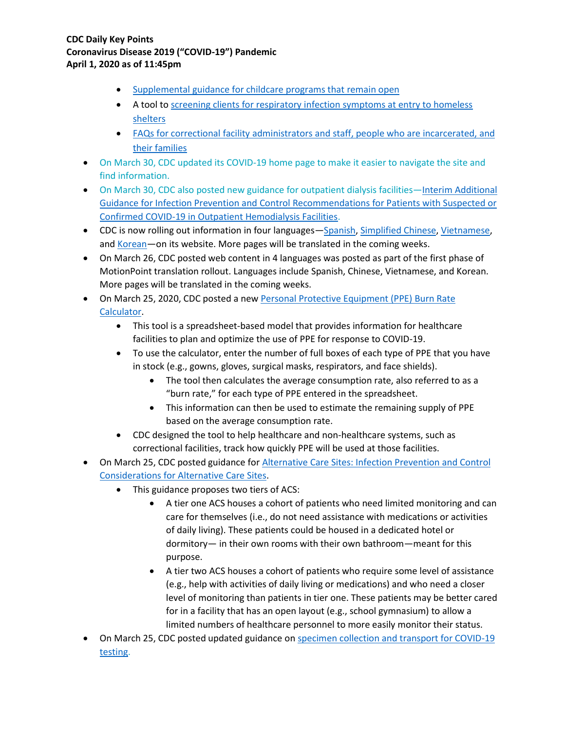- Supplemental guidance for childcare programs that remain open
- A tool to screening clients for respiratory infection symptoms at entry to homeless shelters
- FAQs for correctional facility administrators and staff, people who are incarcerated, and their families

- On March 30, CDC updated its COVID-19 home page to make it easier to navigate the site and find information.
- On March 30, CDC also posted new guidance for outpatient dialysis facilities—Interim Additional Guidance for Infection Prevention and Control Recommendations for Patients with Suspected or Confirmed COVID-19 in Outpatient Hemodialysis Facilities.
- CDC is now rolling out information in four languages—Spanish, Simplified Chinese, Vietnamese, and Korean—on its website. More pages will be translated in the coming weeks.
- On March 26, CDC posted web content in 4 languages was posted as part of the first phase of MotionPoint translation rollout. Languages include Spanish, Chinese, Vietnamese, and Korean. More pages will be translated in the coming weeks.
- On March 25, 2020, CDC posted a new Personal Protective Equipment (PPE) Burn Rate Calculator.
  - This tool is a spreadsheet-based model that provides information for healthcare facilities to plan and optimize the use of PPE for response to COVID-19.
  - To use the calculator, enter the number of full boxes of each type of PPE that you have in stock (e.g., gowns, gloves, surgical masks, respirators, and face shields).
    - The tool then calculates the average consumption rate, also referred to as a "burn rate," for each type of PPE entered in the spreadsheet.
    - This information can then be used to estimate the remaining supply of PPE based on the average consumption rate.
  - CDC designed the tool to help healthcare and non-healthcare systems, such as correctional facilities, track how quickly PPE will be used at those facilities.
- On March 25, CDC posted guidance for Alternative Care Sites: Infection Prevention and Control Considerations for Alternative Care Sites.
  - This guidance proposes two tiers of ACS:
    - A tier one ACS houses a cohort of patients who need limited monitoring and can care for themselves (i.e., do not need assistance with medications or activities of daily living). These patients could be housed in a dedicated hotel or dormitory— in their own rooms with their own bathroom—meant for this purpose.
    - A tier two ACS houses a cohort of patients who require some level of assistance (e.g., help with activities of daily living or medications) and who need a closer level of monitoring than patients in tier one. These patients may be better cared for in a facility that has an open layout (e.g., school gymnasium) to allow a limited numbers of healthcare personnel to more easily monitor their status.
- On March 25, CDC posted updated guidance on specimen collection and transport for COVID-19 testing.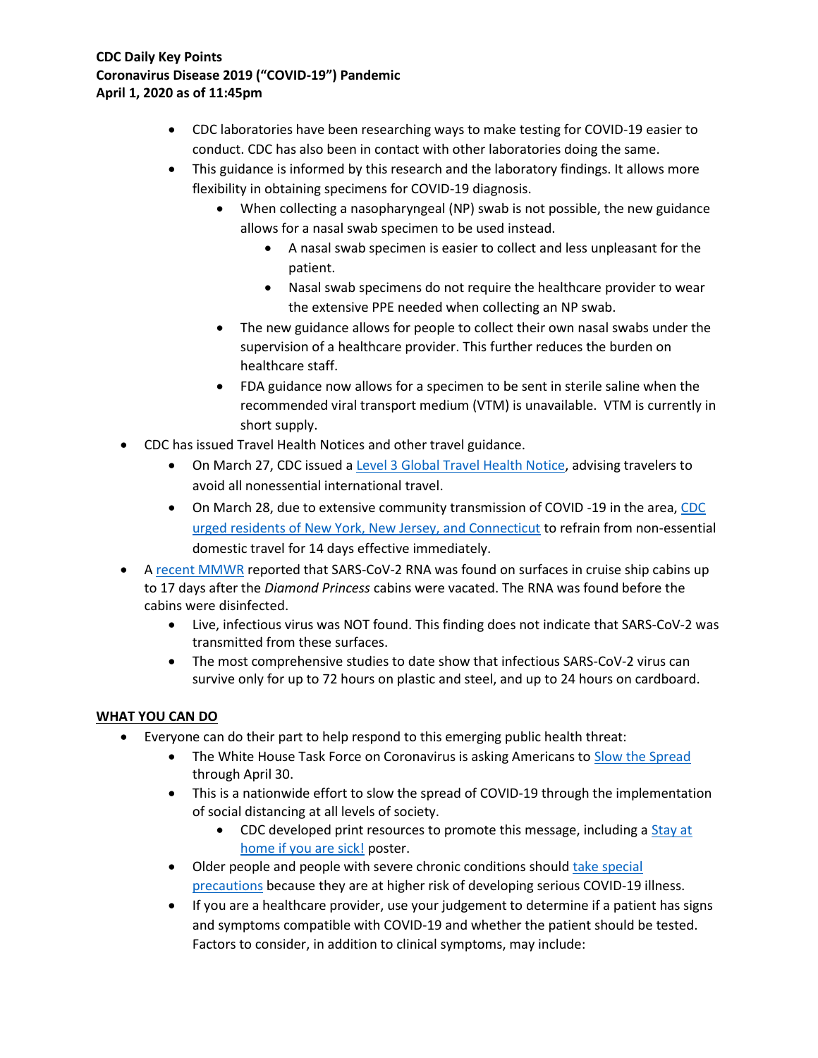- CDC laboratories have been researching ways to make testing for COVID-19 easier to conduct. CDC has also been in contact with other laboratories doing the same.
- This guidance is informed by this research and the laboratory findings. It allows more flexibility in obtaining specimens for COVID-19 diagnosis.
  - When collecting a nasopharyngeal (NP) swab is not possible, the new guidance allows for a nasal swab specimen to be used instead.
    - A nasal swab specimen is easier to collect and less unpleasant for the patient.
    - Nasal swab specimens do not require the healthcare provider to wear the extensive PPE needed when collecting an NP swab.
  - The new guidance allows for people to collect their own nasal swabs under the supervision of a healthcare provider. This further reduces the burden on healthcare staff.
  - FDA guidance now allows for a specimen to be sent in sterile saline when the recommended viral transport medium (VTM) is unavailable. VTM is currently in short supply.

- CDC has issued Travel Health Notices and other travel guidance.
  - On March 27, CDC issued a Level 3 Global Travel Health Notice, advising travelers to avoid all nonessential international travel.
  - On March 28, due to extensive community transmission of COVID -19 in the area, CDC urged residents of New York, New Jersey, and Connecticut to refrain from non-essential domestic travel for 14 days effective immediately.
- A recent MMWR reported that SARS-CoV-2 RNA was found on surfaces in cruise ship cabins up to 17 days after the *Diamond Princess* cabins were vacated. The RNA was found before the cabins were disinfected.
  - Live, infectious virus was NOT found. This finding does not indicate that SARS-CoV-2 was transmitted from these surfaces.
  - The most comprehensive studies to date show that infectious SARS-CoV-2 virus can survive only for up to 72 hours on plastic and steel, and up to 24 hours on cardboard.

**WHAT YOU CAN DO**

- Everyone can do their part to help respond to this emerging public health threat:
  - The White House Task Force on Coronavirus is asking Americans to Slow the Spread through April 30.
  - This is a nationwide effort to slow the spread of COVID-19 through the implementation of social distancing at all levels of society.
    - CDC developed print resources to promote this message, including a Stay at home if you are sick! poster.
  - Older people and people with severe chronic conditions should take special precautions because they are at higher risk of developing serious COVID-19 illness.
  - If you are a healthcare provider, use your judgement to determine if a patient has signs and symptoms compatible with COVID-19 and whether the patient should be tested. Factors to consider, in addition to clinical symptoms, may include: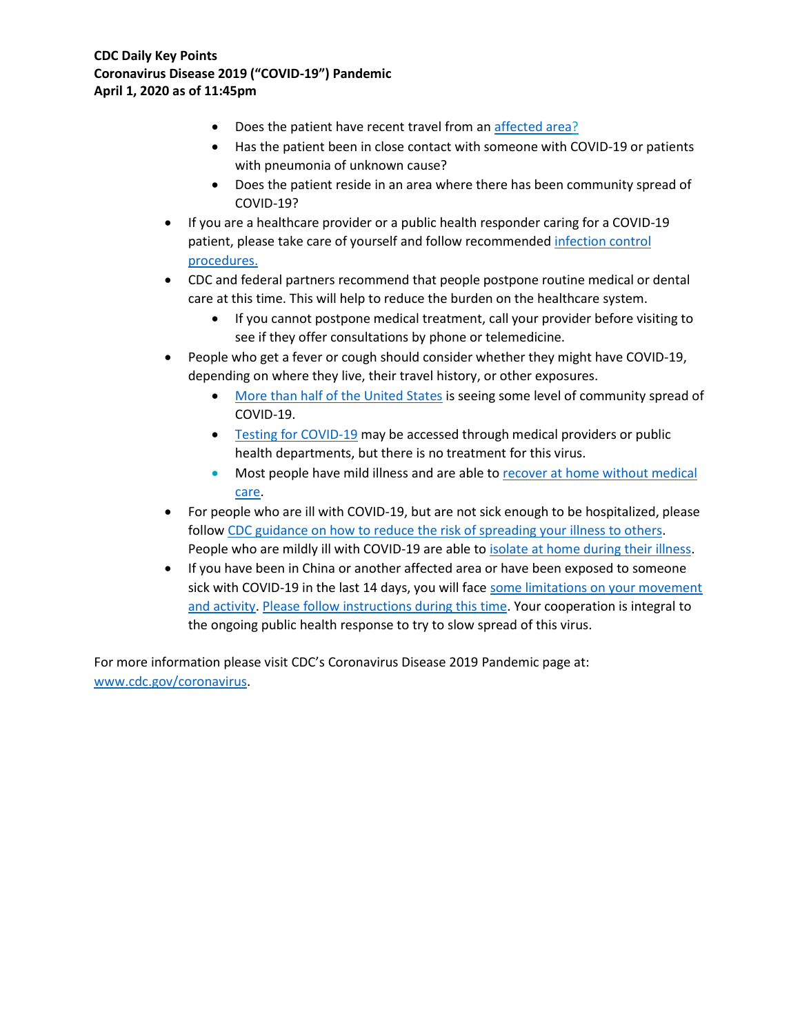- Does the patient have recent travel from an affected area?
- Has the patient been in close contact with someone with COVID-19 or patients with pneumonia of unknown cause?
- Does the patient reside in an area where there has been community spread of COVID-19?

- If you are a healthcare provider or a public health responder caring for a COVID-19 patient, please take care of yourself and follow recommended infection control procedures.
- CDC and federal partners recommend that people postpone routine medical or dental care at this time. This will help to reduce the burden on the healthcare system.
  - If you cannot postpone medical treatment, call your provider before visiting to see if they offer consultations by phone or telemedicine.
- People who get a fever or cough should consider whether they might have COVID-19, depending on where they live, their travel history, or other exposures.
  - More than half of the United States is seeing some level of community spread of COVID-19.
  - Testing for COVID-19 may be accessed through medical providers or public health departments, but there is no treatment for this virus.
  - Most people have mild illness and are able to recover at home without medical care.
- For people who are ill with COVID-19, but are not sick enough to be hospitalized, please follow CDC guidance on how to reduce the risk of spreading your illness to others. People who are mildly ill with COVID-19 are able to isolate at home during their illness.
- If you have been in China or another affected area or have been exposed to someone sick with COVID-19 in the last 14 days, you will face some limitations on your movement and activity. Please follow instructions during this time. Your cooperation is integral to the ongoing public health response to try to slow spread of this virus.

For more information please visit CDC's Coronavirus Disease 2019 Pandemic page at: www.cdc.gov/coronavirus.